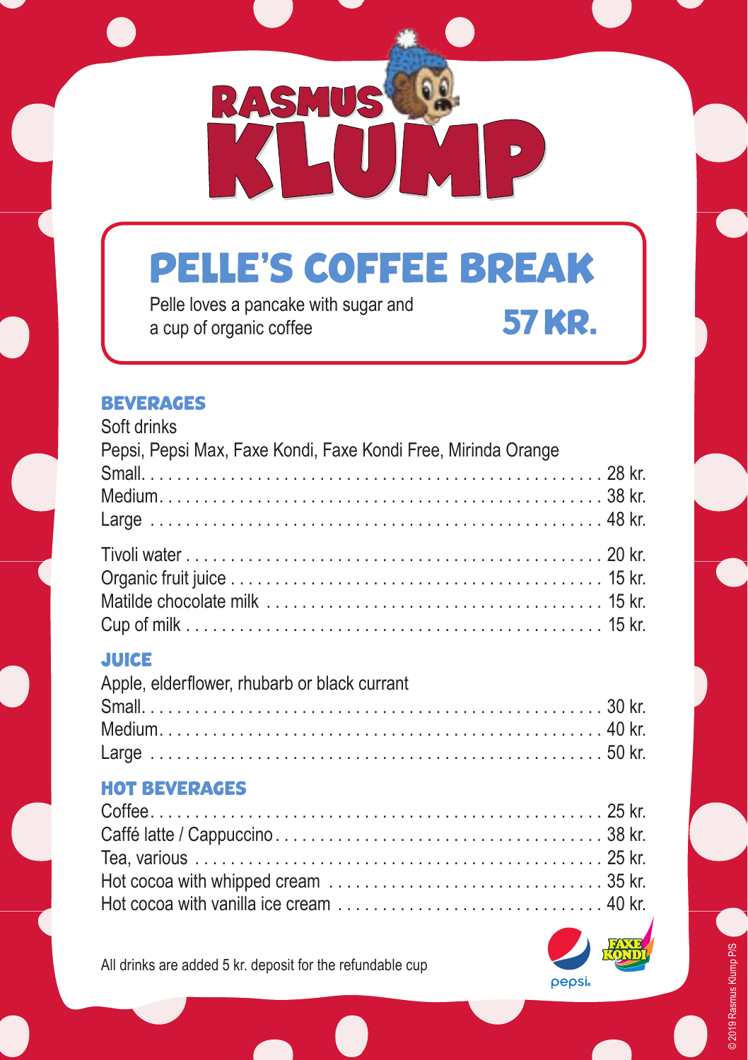# RASMUS KLUMP

## PELLE'S COFFEE BREAK

Pelle loves a pancake with sugar and a cup of organic coffee

**57 KR.**

### BEVERAGES

Soft drinks

Pepsi, Pepsi Max, Faxe Kondi, Faxe Kondi Free, Mirinda Orange

| | |
|---|---|
| Small | 28 kr. |
| Medium | 38 kr. |
| Large | 48 kr. |

| | |
|---|---|
| Tivoli water | 20 kr. |
| Organic fruit juice | 15 kr. |
| Matilde chocolate milk | 15 kr. |
| Cup of milk | 15 kr. |

### JUICE

Apple, elderflower, rhubarb or black currant

| | |
|---|---|
| Small | 30 kr. |
| Medium | 40 kr. |
| Large | 50 kr. |

### HOT BEVERAGES

| | |
|---|---|
| Coffee | 25 kr. |
| Caffé latte / Cappuccino | 38 kr. |
| Tea, various | 25 kr. |
| Hot cocoa with whipped cream | 35 kr. |
| Hot cocoa with vanilla ice cream | 40 kr. |

All drinks are added 5 kr. deposit for the refundable cup

© 2019 Rasmus Klump P/S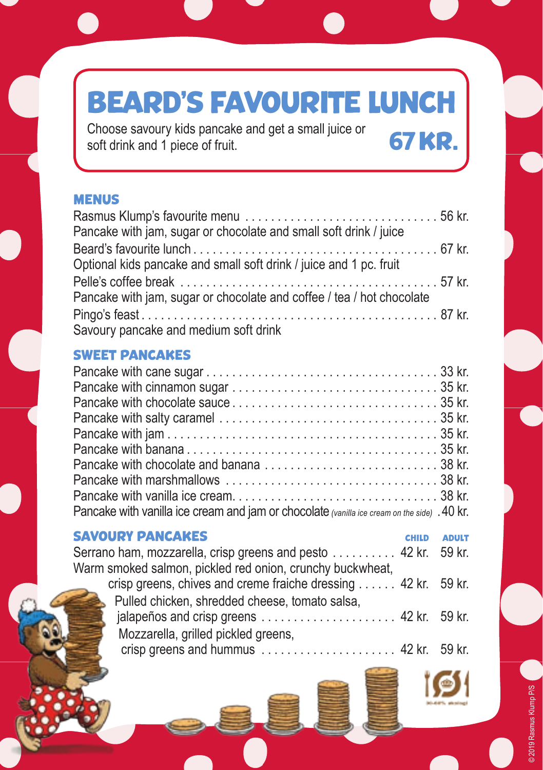# BEARD'S FAVOURITE LUNCH

Choose savoury kids pancake and get a small juice or soft drink and 1 piece of fruit. **67 KR.**

## MENUS

Rasmus Klump's favourite menu . . . . . . . . . . . . . . . . . . . . . . . . . . . . . . 56 kr.
Pancake with jam, sugar or chocolate and small soft drink / juice

Beard's favourite lunch . . . . . . . . . . . . . . . . . . . . . . . . . . . . . . . . . . . . . 67 kr.
Optional kids pancake and small soft drink / juice and 1 pc. fruit

Pelle's coffee break . . . . . . . . . . . . . . . . . . . . . . . . . . . . . . . . . . . . . . . 57 kr.
Pancake with jam, sugar or chocolate and coffee / tea / hot chocolate

Pingo's feast . . . . . . . . . . . . . . . . . . . . . . . . . . . . . . . . . . . . . . . . . . . . . 87 kr.
Savoury pancake and medium soft drink

## SWEET PANCAKES

| | |
|---|---|
| Pancake with cane sugar | 33 kr. |
| Pancake with cinnamon sugar | 35 kr. |
| Pancake with chocolate sauce | 35 kr. |
| Pancake with salty caramel | 35 kr. |
| Pancake with jam | 35 kr. |
| Pancake with banana | 35 kr. |
| Pancake with chocolate and banana | 38 kr. |
| Pancake with marshmallows | 38 kr. |
| Pancake with vanilla ice cream | 38 kr. |
| Pancake with vanilla ice cream and jam or chocolate *(vanilla ice cream on the side)* | 40 kr. |

## SAVOURY PANCAKES

| | CHILD | ADULT |
|---|---|---|
| Serrano ham, mozzarella, crisp greens and pesto | 42 kr. | 59 kr. |
| Warm smoked salmon, pickled red onion, crunchy buckwheat, crisp greens, chives and creme fraiche dressing | 42 kr. | 59 kr. |
| Pulled chicken, shredded cheese, tomato salsa, jalapeños and crisp greens | 42 kr. | 59 kr. |
| Mozzarella, grilled pickled greens, crisp greens and hummus | 42 kr. | 59 kr. |

30-60% økologi

© 2019 Rasmus Klump P/S